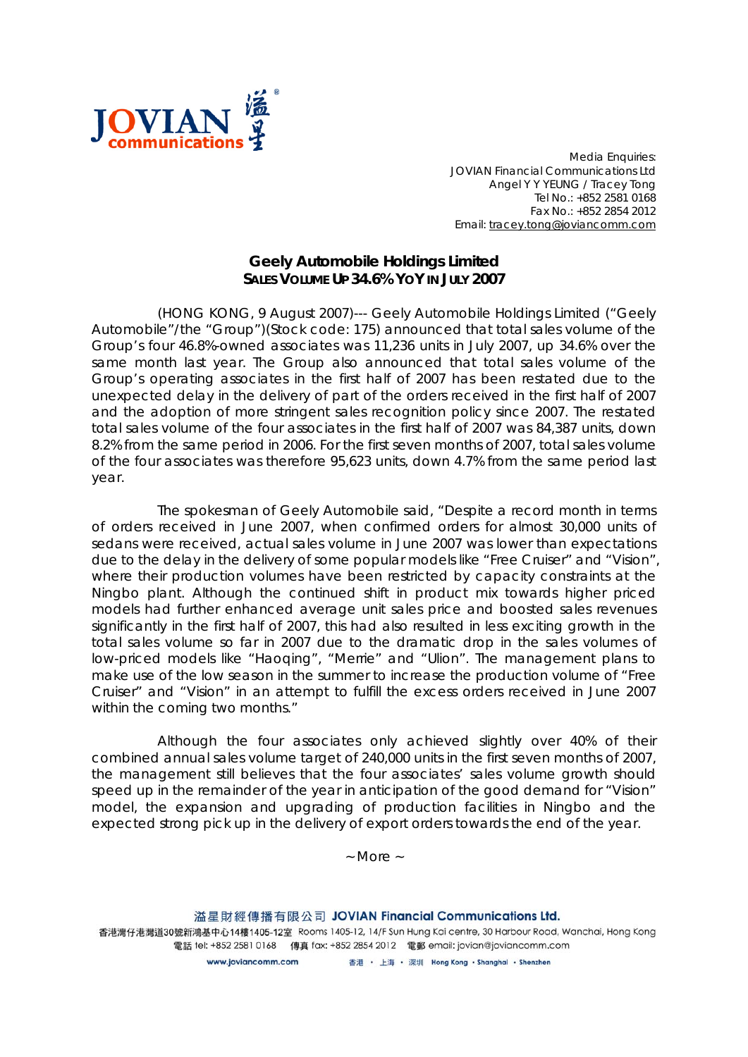JOVIAN communications 溢星

Media Enquiries:
JOVIAN Financial Communications Ltd
Angel Y Y YEUNG / Tracey Tong
Tel No.: +852 2581 0168
Fax No.: +852 2854 2012
Email: tracey.tong@joviancomm.com

# Geely Automobile Holdings Limited

## SALES VOLUME UP 34.6% YOY IN JULY 2007

(HONG KONG, 9 August 2007)--- Geely Automobile Holdings Limited ("Geely Automobile"/the "Group")(Stock code: 175) announced that total sales volume of the Group's four 46.8%-owned associates was 11,236 units in July 2007, up 34.6% over the same month last year. The Group also announced that total sales volume of the Group's operating associates in the first half of 2007 has been restated due to the unexpected delay in the delivery of part of the orders received in the first half of 2007 and the adoption of more stringent sales recognition policy since 2007. The restated total sales volume of the four associates in the first half of 2007 was 84,387 units, down 8.2% from the same period in 2006. For the first seven months of 2007, total sales volume of the four associates was therefore 95,623 units, down 4.7% from the same period last year.

The spokesman of Geely Automobile said, "Despite a record month in terms of orders received in June 2007, when confirmed orders for almost 30,000 units of sedans were received, actual sales volume in June 2007 was lower than expectations due to the delay in the delivery of some popular models like "Free Cruiser" and "Vision", where their production volumes have been restricted by capacity constraints at the Ningbo plant. Although the continued shift in product mix towards higher priced models had further enhanced average unit sales price and boosted sales revenues significantly in the first half of 2007, this had also resulted in less exciting growth in the total sales volume so far in 2007 due to the dramatic drop in the sales volumes of low-priced models like "Haoqing", "Merrie" and "Ulion". The management plans to make use of the low season in the summer to increase the production volume of "Free Cruiser" and "Vision" in an attempt to fulfill the excess orders received in June 2007 within the coming two months."

Although the four associates only achieved slightly over 40% of their combined annual sales volume target of 240,000 units in the first seven months of 2007, the management still believes that the four associates' sales volume growth should speed up in the remainder of the year in anticipation of the good demand for "Vision" model, the expansion and upgrading of production facilities in Ningbo and the expected strong pick up in the delivery of export orders towards the end of the year.

~ More ~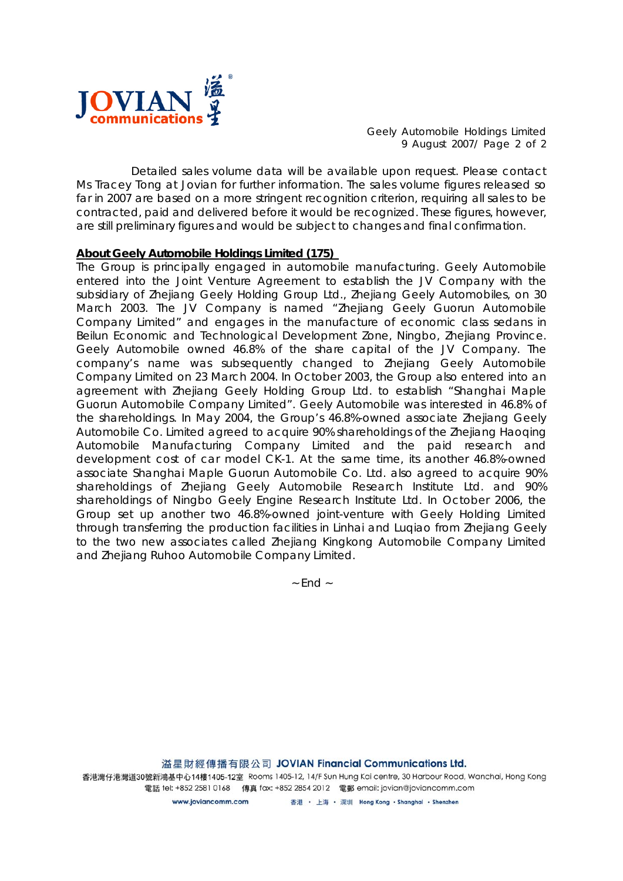Detailed sales volume data will be available upon request. Please contact Ms Tracey Tong at Jovian for further information. The sales volume figures released so far in 2007 are based on a more stringent recognition criterion, requiring all sales to be contracted, paid and delivered before it would be recognized. These figures, however, are still preliminary figures and would be subject to changes and final confirmation.

**About Geely Automobile Holdings Limited (175)**

The Group is principally engaged in automobile manufacturing. Geely Automobile entered into the Joint Venture Agreement to establish the JV Company with the subsidiary of Zhejiang Geely Holding Group Ltd., Zhejiang Geely Automobiles, on 30 March 2003. The JV Company is named "Zhejiang Geely Guorun Automobile Company Limited" and engages in the manufacture of economic class sedans in Beilun Economic and Technological Development Zone, Ningbo, Zhejiang Province. Geely Automobile owned 46.8% of the share capital of the JV Company. The company's name was subsequently changed to Zhejiang Geely Automobile Company Limited on 23 March 2004. In October 2003, the Group also entered into an agreement with Zhejiang Geely Holding Group Ltd. to establish "Shanghai Maple Guorun Automobile Company Limited". Geely Automobile was interested in 46.8% of the shareholdings. In May 2004, the Group's 46.8%-owned associate Zhejiang Geely Automobile Co. Limited agreed to acquire 90% shareholdings of the Zhejiang Haoqing Automobile Manufacturing Company Limited and the paid research and development cost of car model CK-1. At the same time, its another 46.8%-owned associate Shanghai Maple Guorun Automobile Co. Ltd. also agreed to acquire 90% shareholdings of Zhejiang Geely Automobile Research Institute Ltd. and 90% shareholdings of Ningbo Geely Engine Research Institute Ltd. In October 2006, the Group set up another two 46.8%-owned joint-venture with Geely Holding Limited through transferring the production facilities in Linhai and Luqiao from Zhejiang Geely to the two new associates called Zhejiang Kingkong Automobile Company Limited and Zhejiang Ruhoo Automobile Company Limited.

~ End ~